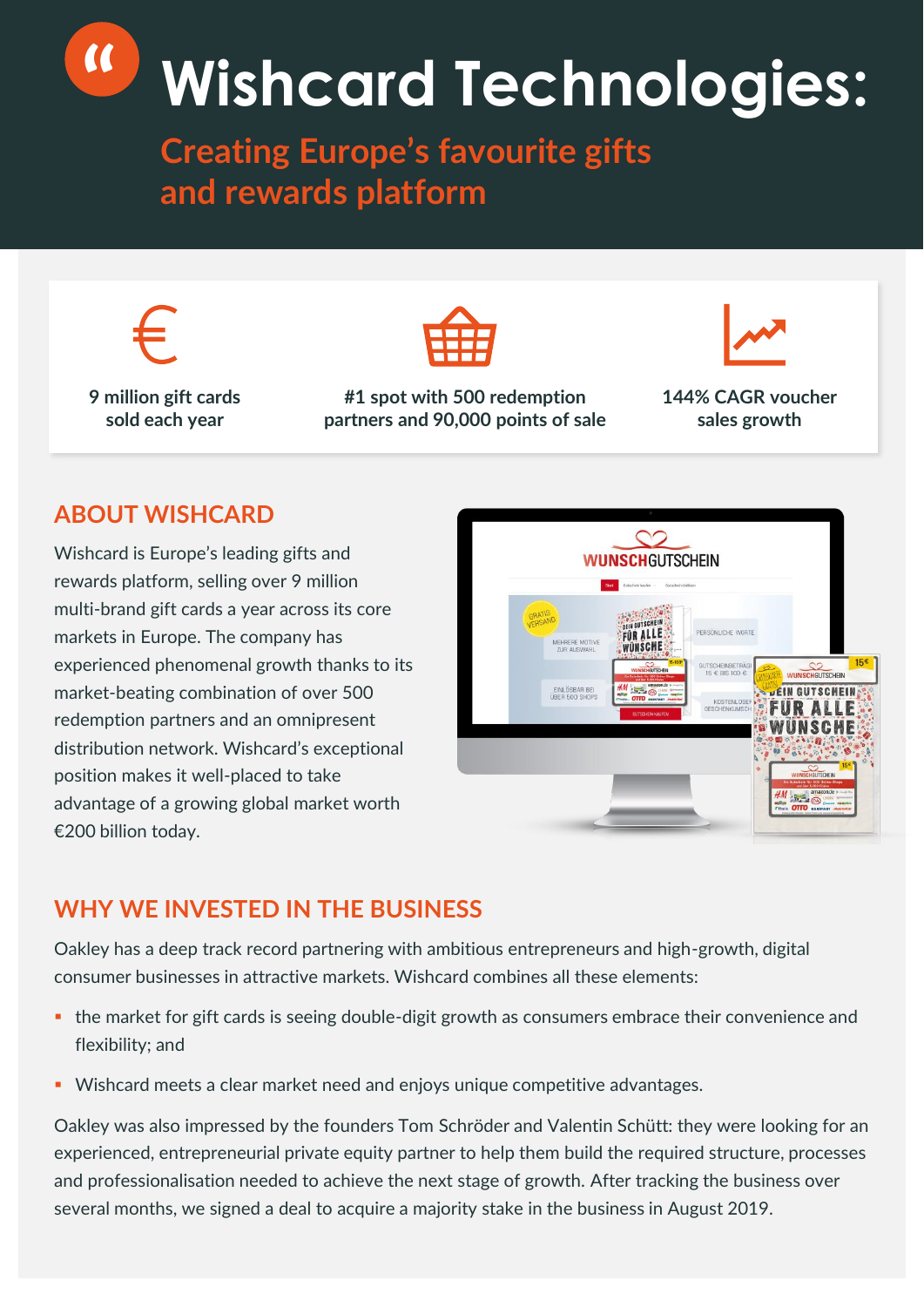# Wishcard Technologies:

## Creating Europe's favourite gifts and rewards platform

9 million gift cards sold each year

#1 spot with 500 redemption partners and 90,000 points of sale

144% CAGR voucher sales growth

## ABOUT WISHCARD

Wishcard is Europe's leading gifts and rewards platform, selling over 9 million multi-brand gift cards a year across its core markets in Europe. The company has experienced phenomenal growth thanks to its market-beating combination of over 500 redemption partners and an omnipresent distribution network. Wishcard's exceptional position makes it well-placed to take advantage of a growing global market worth €200 billion today.

## WHY WE INVESTED IN THE BUSINESS

Oakley has a deep track record partnering with ambitious entrepreneurs and high-growth, digital consumer businesses in attractive markets. Wishcard combines all these elements:

- the market for gift cards is seeing double-digit growth as consumers embrace their convenience and flexibility; and
- Wishcard meets a clear market need and enjoys unique competitive advantages.

Oakley was also impressed by the founders Tom Schröder and Valentin Schütt: they were looking for an experienced, entrepreneurial private equity partner to help them build the required structure, processes and professionalisation needed to achieve the next stage of growth. After tracking the business over several months, we signed a deal to acquire a majority stake in the business in August 2019.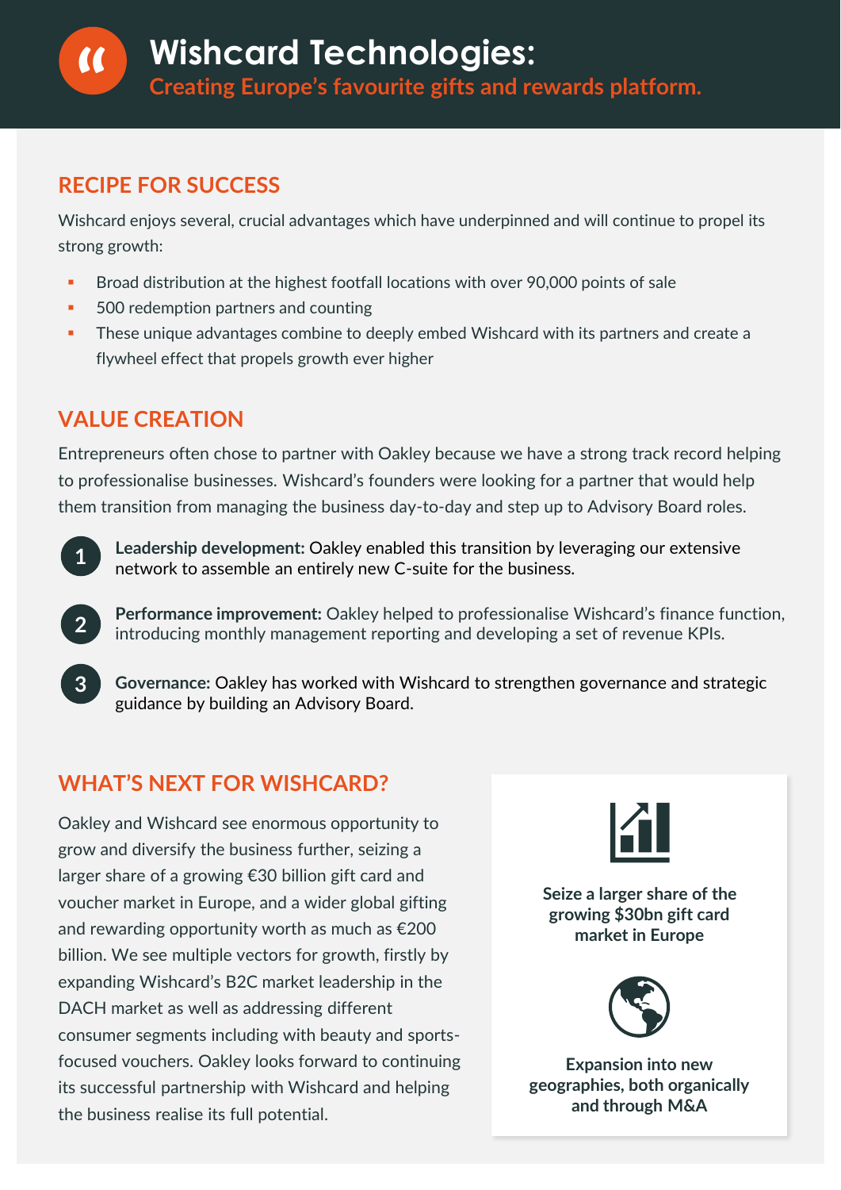# Wishcard Technologies:

**Creating Europe's favourite gifts and rewards platform.**

## RECIPE FOR SUCCESS

Wishcard enjoys several, crucial advantages which have underpinned and will continue to propel its strong growth:

- Broad distribution at the highest footfall locations with over 90,000 points of sale
- 500 redemption partners and counting
- These unique advantages combine to deeply embed Wishcard with its partners and create a flywheel effect that propels growth ever higher

## VALUE CREATION

Entrepreneurs often chose to partner with Oakley because we have a strong track record helping to professionalise businesses. Wishcard's founders were looking for a partner that would help them transition from managing the business day-to-day and step up to Advisory Board roles.

1. **Leadership development:** Oakley enabled this transition by leveraging our extensive network to assemble an entirely new C-suite for the business.
2. **Performance improvement:** Oakley helped to professionalise Wishcard's finance function, introducing monthly management reporting and developing a set of revenue KPIs.
3. **Governance:** Oakley has worked with Wishcard to strengthen governance and strategic guidance by building an Advisory Board.

## WHAT'S NEXT FOR WISHCARD?

Oakley and Wishcard see enormous opportunity to grow and diversify the business further, seizing a larger share of a growing €30 billion gift card and voucher market in Europe, and a wider global gifting and rewarding opportunity worth as much as €200 billion. We see multiple vectors for growth, firstly by expanding Wishcard's B2C market leadership in the DACH market as well as addressing different consumer segments including with beauty and sports-focused vouchers. Oakley looks forward to continuing its successful partnership with Wishcard and helping the business realise its full potential.

**Seize a larger share of the growing $30bn gift card market in Europe**

**Expansion into new geographies, both organically and through M&A**